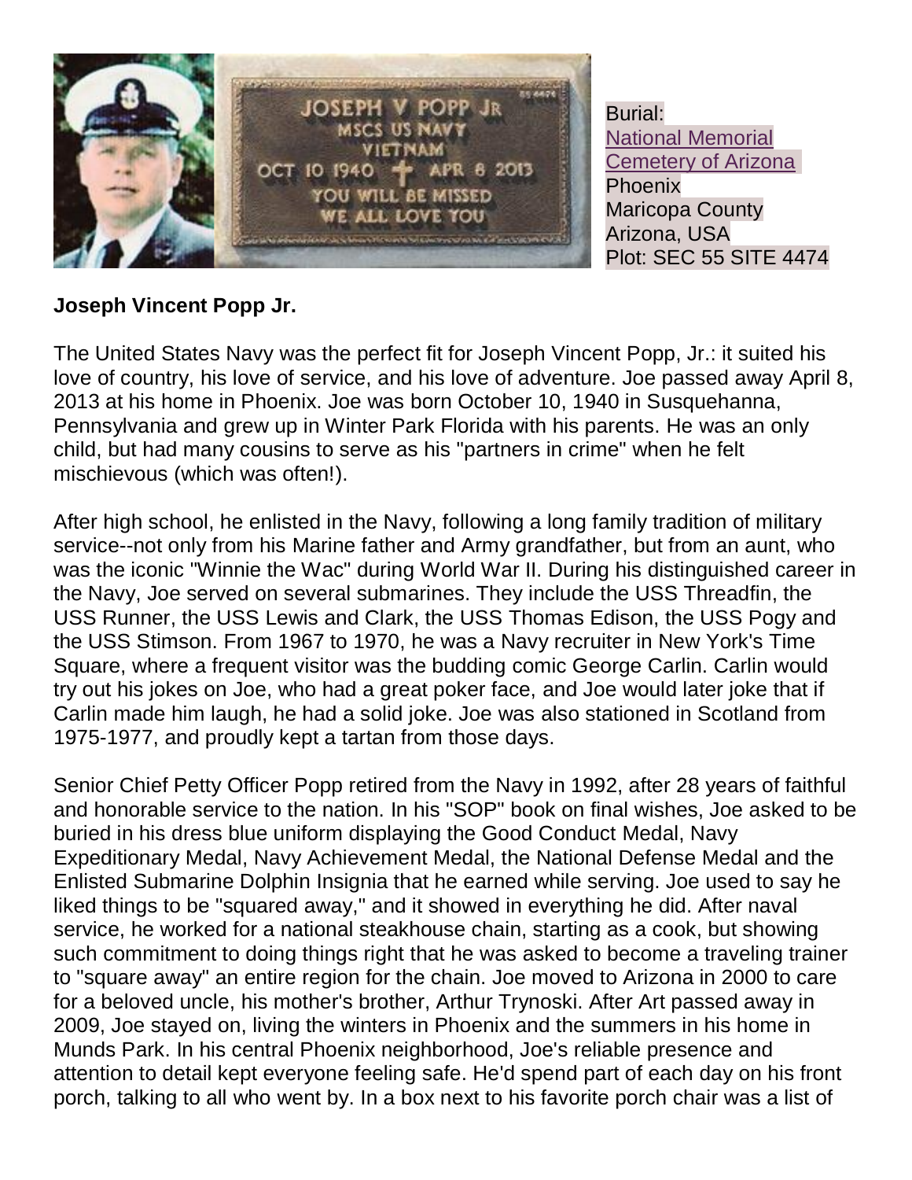Burial:
[National Memorial Cemetery of Arizona](#)
Phoenix
Maricopa County
Arizona, USA
Plot: SEC 55 SITE 4474

**Joseph Vincent Popp Jr.**

The United States Navy was the perfect fit for Joseph Vincent Popp, Jr.: it suited his love of country, his love of service, and his love of adventure. Joe passed away April 8, 2013 at his home in Phoenix. Joe was born October 10, 1940 in Susquehanna, Pennsylvania and grew up in Winter Park Florida with his parents. He was an only child, but had many cousins to serve as his "partners in crime" when he felt mischievous (which was often!).

After high school, he enlisted in the Navy, following a long family tradition of military service--not only from his Marine father and Army grandfather, but from an aunt, who was the iconic "Winnie the Wac" during World War II. During his distinguished career in the Navy, Joe served on several submarines. They include the USS Threadfin, the USS Runner, the USS Lewis and Clark, the USS Thomas Edison, the USS Pogy and the USS Stimson. From 1967 to 1970, he was a Navy recruiter in New York's Time Square, where a frequent visitor was the budding comic George Carlin. Carlin would try out his jokes on Joe, who had a great poker face, and Joe would later joke that if Carlin made him laugh, he had a solid joke. Joe was also stationed in Scotland from 1975-1977, and proudly kept a tartan from those days.

Senior Chief Petty Officer Popp retired from the Navy in 1992, after 28 years of faithful and honorable service to the nation. In his "SOP" book on final wishes, Joe asked to be buried in his dress blue uniform displaying the Good Conduct Medal, Navy Expeditionary Medal, Navy Achievement Medal, the National Defense Medal and the Enlisted Submarine Dolphin Insignia that he earned while serving. Joe used to say he liked things to be "squared away," and it showed in everything he did. After naval service, he worked for a national steakhouse chain, starting as a cook, but showing such commitment to doing things right that he was asked to become a traveling trainer to "square away" an entire region for the chain. Joe moved to Arizona in 2000 to care for a beloved uncle, his mother's brother, Arthur Trynoski. After Art passed away in 2009, Joe stayed on, living the winters in Phoenix and the summers in his home in Munds Park. In his central Phoenix neighborhood, Joe's reliable presence and attention to detail kept everyone feeling safe. He'd spend part of each day on his front porch, talking to all who went by. In a box next to his favorite porch chair was a list of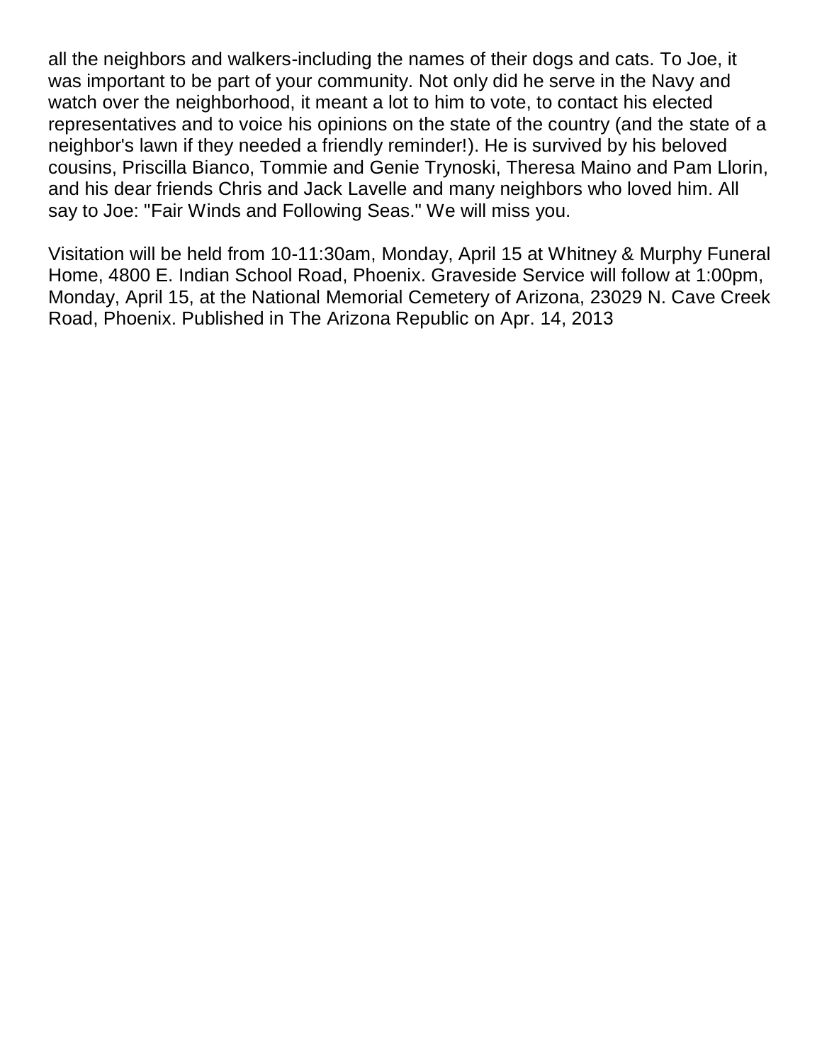all the neighbors and walkers-including the names of their dogs and cats. To Joe, it was important to be part of your community. Not only did he serve in the Navy and watch over the neighborhood, it meant a lot to him to vote, to contact his elected representatives and to voice his opinions on the state of the country (and the state of a neighbor's lawn if they needed a friendly reminder!). He is survived by his beloved cousins, Priscilla Bianco, Tommie and Genie Trynoski, Theresa Maino and Pam Llorin, and his dear friends Chris and Jack Lavelle and many neighbors who loved him. All say to Joe: "Fair Winds and Following Seas." We will miss you.

Visitation will be held from 10-11:30am, Monday, April 15 at Whitney & Murphy Funeral Home, 4800 E. Indian School Road, Phoenix. Graveside Service will follow at 1:00pm, Monday, April 15, at the National Memorial Cemetery of Arizona, 23029 N. Cave Creek Road, Phoenix. Published in The Arizona Republic on Apr. 14, 2013